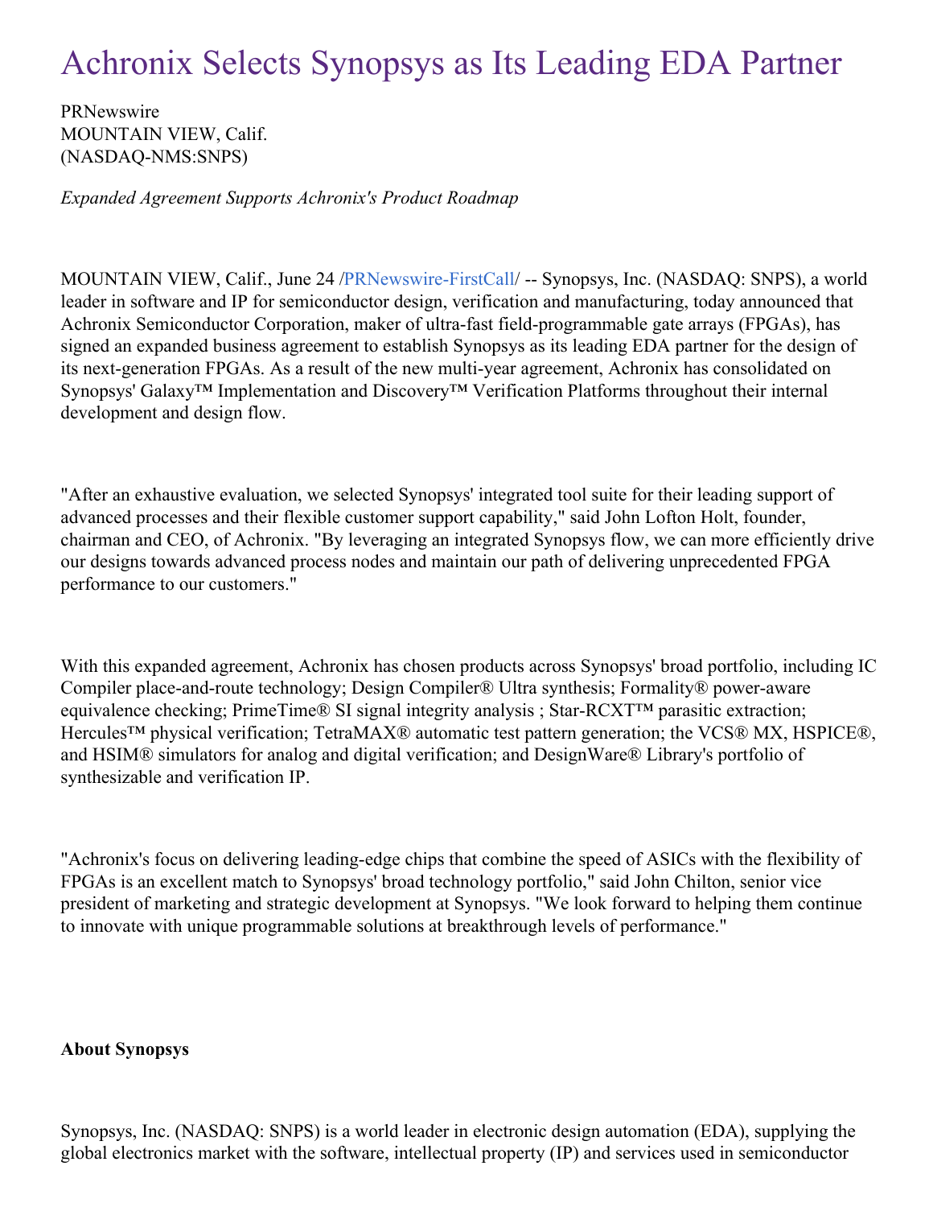# Achronix Selects Synopsys as Its Leading EDA Partner

PRNewswire
MOUNTAIN VIEW, Calif.
(NASDAQ-NMS:SNPS)

*Expanded Agreement Supports Achronix's Product Roadmap*

MOUNTAIN VIEW, Calif., June 24 /PRNewswire-FirstCall/ -- Synopsys, Inc. (NASDAQ: SNPS), a world leader in software and IP for semiconductor design, verification and manufacturing, today announced that Achronix Semiconductor Corporation, maker of ultra-fast field-programmable gate arrays (FPGAs), has signed an expanded business agreement to establish Synopsys as its leading EDA partner for the design of its next-generation FPGAs. As a result of the new multi-year agreement, Achronix has consolidated on Synopsys' Galaxy™ Implementation and Discovery™ Verification Platforms throughout their internal development and design flow.

"After an exhaustive evaluation, we selected Synopsys' integrated tool suite for their leading support of advanced processes and their flexible customer support capability," said John Lofton Holt, founder, chairman and CEO, of Achronix. "By leveraging an integrated Synopsys flow, we can more efficiently drive our designs towards advanced process nodes and maintain our path of delivering unprecedented FPGA performance to our customers."

With this expanded agreement, Achronix has chosen products across Synopsys' broad portfolio, including IC Compiler place-and-route technology; Design Compiler® Ultra synthesis; Formality® power-aware equivalence checking; PrimeTime® SI signal integrity analysis ; Star-RCXT™ parasitic extraction; Hercules™ physical verification; TetraMAX® automatic test pattern generation; the VCS® MX, HSPICE®, and HSIM® simulators for analog and digital verification; and DesignWare® Library's portfolio of synthesizable and verification IP.

"Achronix's focus on delivering leading-edge chips that combine the speed of ASICs with the flexibility of FPGAs is an excellent match to Synopsys' broad technology portfolio," said John Chilton, senior vice president of marketing and strategic development at Synopsys. "We look forward to helping them continue to innovate with unique programmable solutions at breakthrough levels of performance."

**About Synopsys**

Synopsys, Inc. (NASDAQ: SNPS) is a world leader in electronic design automation (EDA), supplying the global electronics market with the software, intellectual property (IP) and services used in semiconductor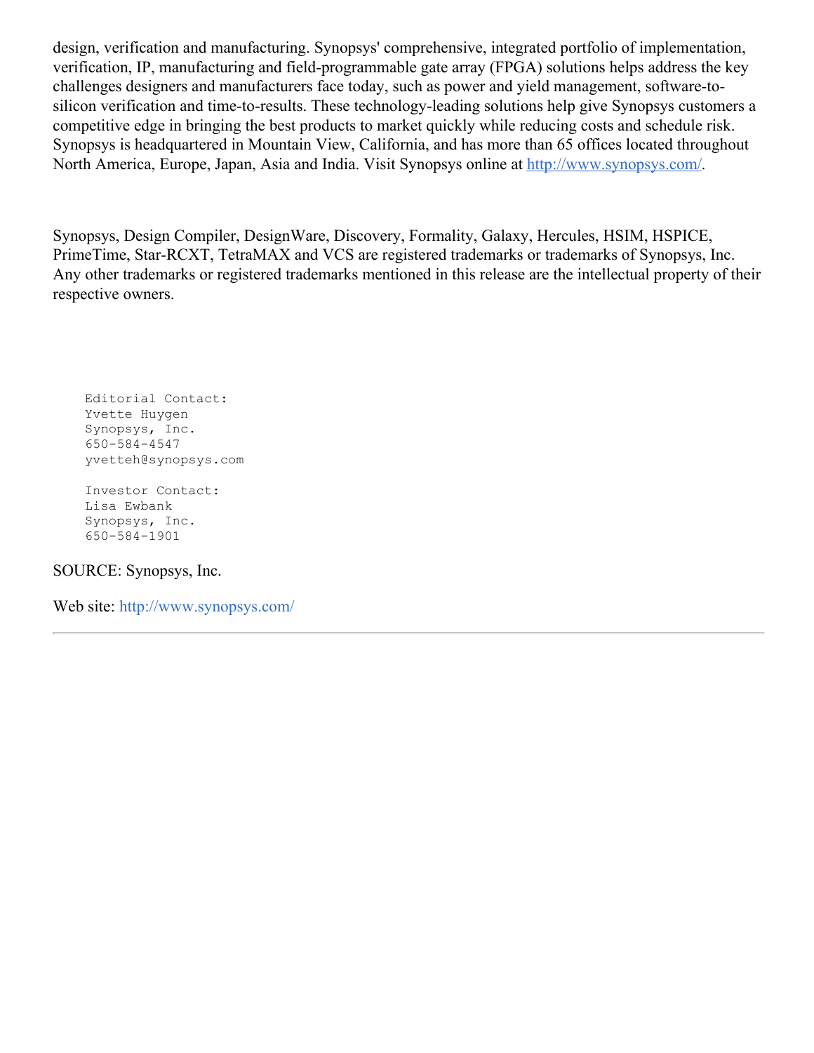design, verification and manufacturing. Synopsys' comprehensive, integrated portfolio of implementation, verification, IP, manufacturing and field-programmable gate array (FPGA) solutions helps address the key challenges designers and manufacturers face today, such as power and yield management, software-to-silicon verification and time-to-results. These technology-leading solutions help give Synopsys customers a competitive edge in bringing the best products to market quickly while reducing costs and schedule risk. Synopsys is headquartered in Mountain View, California, and has more than 65 offices located throughout North America, Europe, Japan, Asia and India. Visit Synopsys online at http://www.synopsys.com/.

Synopsys, Design Compiler, DesignWare, Discovery, Formality, Galaxy, Hercules, HSIM, HSPICE, PrimeTime, Star-RCXT, TetraMAX and VCS are registered trademarks or trademarks of Synopsys, Inc. Any other trademarks or registered trademarks mentioned in this release are the intellectual property of their respective owners.

```
Editorial Contact:
Yvette Huygen
Synopsys, Inc.
650-584-4547
yvetteh@synopsys.com

Investor Contact:
Lisa Ewbank
Synopsys, Inc.
650-584-1901
```

SOURCE: Synopsys, Inc.

Web site: http://www.synopsys.com/